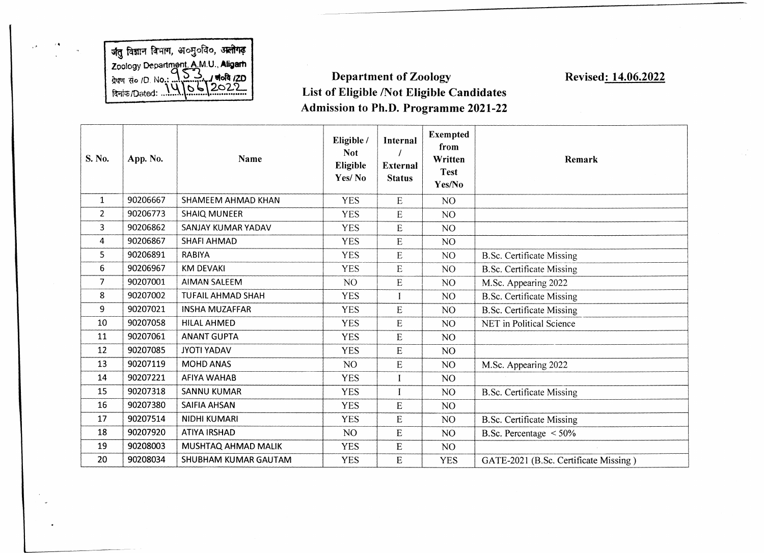जंतु विज्ञान विभाग, अ०मु०वि०, अलीगढ़
Zoology Department, A.M.U., Aligarh
प्रेषण सं० /D. No.: 953 / जंवि /ZD
दिनांक/Dated: 14/06/2022

**Revised: 14.06.2022**

# Department of Zoology
## List of Eligible /Not Eligible Candidates
## Admission to Ph.D. Programme 2021-22

| S. No. | App. No. | Name | Eligible / Not Eligible Yes/ No | Internal / External Status | Exempted from Written Test Yes/No | Remark |
|---|---|---|---|---|---|---|
| 1 | 90206667 | SHAMEEM AHMAD KHAN | YES | E | NO | |
| 2 | 90206773 | SHAIQ MUNEER | YES | E | NO | |
| 3 | 90206862 | SANJAY KUMAR YADAV | YES | E | NO | |
| 4 | 90206867 | SHAFI AHMAD | YES | E | NO | |
| 5 | 90206891 | RABIYA | YES | E | NO | B.Sc. Certificate Missing |
| 6 | 90206967 | KM DEVAKI | YES | E | NO | B.Sc. Certificate Missing |
| 7 | 90207001 | AIMAN SALEEM | NO | E | NO | M.Sc. Appearing 2022 |
| 8 | 90207002 | TUFAIL AHMAD SHAH | YES | I | NO | B.Sc. Certificate Missing |
| 9 | 90207021 | INSHA MUZAFFAR | YES | E | NO | B.Sc. Certificate Missing |
| 10 | 90207058 | HILAL AHMED | YES | E | NO | NET in Political Science |
| 11 | 90207061 | ANANT GUPTA | YES | E | NO | |
| 12 | 90207085 | JYOTI YADAV | YES | E | NO | |
| 13 | 90207119 | MOHD ANAS | NO | E | NO | M.Sc. Appearing 2022 |
| 14 | 90207221 | AFIYA WAHAB | YES | I | NO | |
| 15 | 90207318 | SANNU KUMAR | YES | I | NO | B.Sc. Certificate Missing |
| 16 | 90207380 | SAIFIA AHSAN | YES | E | NO | |
| 17 | 90207514 | NIDHI KUMARI | YES | E | NO | B.Sc. Certificate Missing |
| 18 | 90207920 | ATIYA IRSHAD | NO | E | NO | B.Sc. Percentage < 50% |
| 19 | 90208003 | MUSHTAQ AHMAD MALIK | YES | E | NO | |
| 20 | 90208034 | SHUBHAM KUMAR GAUTAM | YES | E | YES | GATE-2021 (B.Sc. Certificate Missing ) |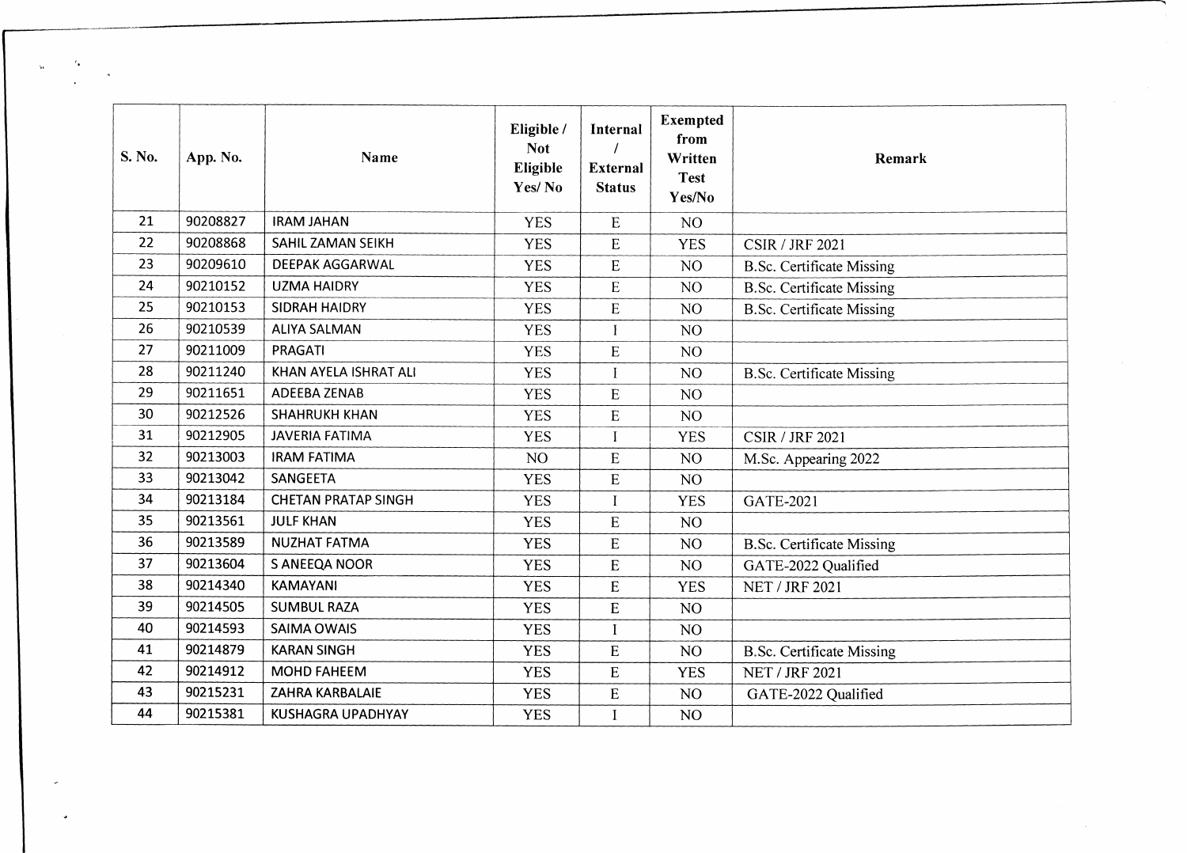| S. No. | App. No. | Name | Eligible / Not Eligible Yes/ No | Internal / External Status | Exempted from Written Test Yes/No | Remark |
|---|---|---|---|---|---|---|
| 21 | 90208827 | IRAM JAHAN | YES | E | NO | |
| 22 | 90208868 | SAHIL ZAMAN SEIKH | YES | E | YES | CSIR / JRF 2021 |
| 23 | 90209610 | DEEPAK AGGARWAL | YES | E | NO | B.Sc. Certificate Missing |
| 24 | 90210152 | UZMA HAIDRY | YES | E | NO | B.Sc. Certificate Missing |
| 25 | 90210153 | SIDRAH HAIDRY | YES | E | NO | B.Sc. Certificate Missing |
| 26 | 90210539 | ALIYA SALMAN | YES | I | NO | |
| 27 | 90211009 | PRAGATI | YES | E | NO | |
| 28 | 90211240 | KHAN AYELA ISHRAT ALI | YES | I | NO | B.Sc. Certificate Missing |
| 29 | 90211651 | ADEEBA ZENAB | YES | E | NO | |
| 30 | 90212526 | SHAHRUKH KHAN | YES | E | NO | |
| 31 | 90212905 | JAVERIA FATIMA | YES | I | YES | CSIR / JRF 2021 |
| 32 | 90213003 | IRAM FATIMA | NO | E | NO | M.Sc. Appearing 2022 |
| 33 | 90213042 | SANGEETA | YES | E | NO | |
| 34 | 90213184 | CHETAN PRATAP SINGH | YES | I | YES | GATE-2021 |
| 35 | 90213561 | JULF KHAN | YES | E | NO | |
| 36 | 90213589 | NUZHAT FATMA | YES | E | NO | B.Sc. Certificate Missing |
| 37 | 90213604 | S ANEEQA NOOR | YES | E | NO | GATE-2022 Qualified |
| 38 | 90214340 | KAMAYANI | YES | E | YES | NET / JRF 2021 |
| 39 | 90214505 | SUMBUL RAZA | YES | E | NO | |
| 40 | 90214593 | SAIMA OWAIS | YES | I | NO | |
| 41 | 90214879 | KARAN SINGH | YES | E | NO | B.Sc. Certificate Missing |
| 42 | 90214912 | MOHD FAHEEM | YES | E | YES | NET / JRF 2021 |
| 43 | 90215231 | ZAHRA KARBALAIE | YES | E | NO | GATE-2022 Qualified |
| 44 | 90215381 | KUSHAGRA UPADHYAY | YES | I | NO | |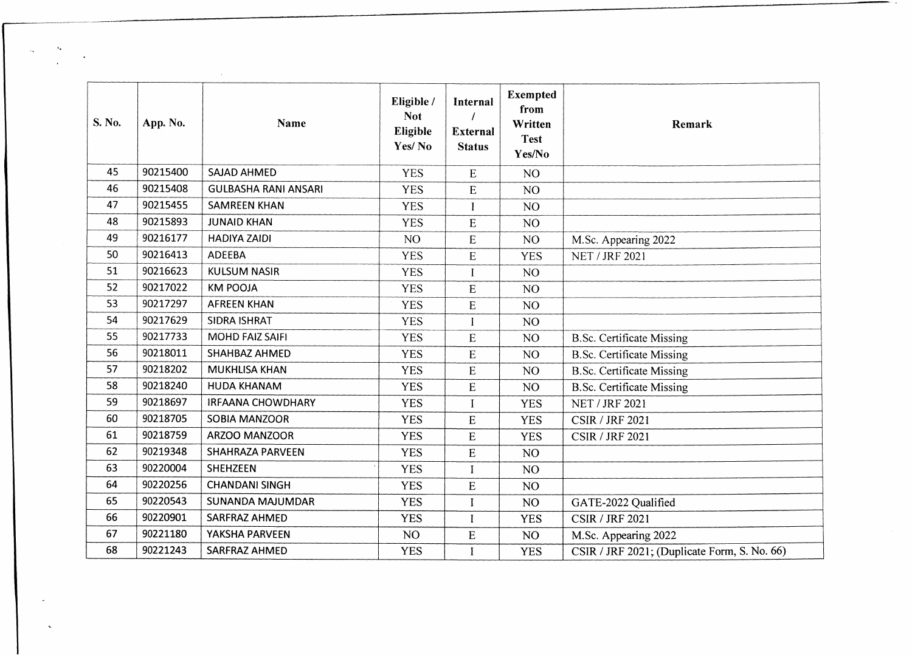| S. No. | App. No. | Name | Eligible / Not Eligible Yes/ No | Internal / External Status | Exempted from Written Test Yes/No | Remark |
|---|---|---|---|---|---|---|
| 45 | 90215400 | SAJAD AHMED | YES | E | NO | |
| 46 | 90215408 | GULBASHA RANI ANSARI | YES | E | NO | |
| 47 | 90215455 | SAMREEN KHAN | YES | I | NO | |
| 48 | 90215893 | JUNAID KHAN | YES | E | NO | |
| 49 | 90216177 | HADIYA ZAIDI | NO | E | NO | M.Sc. Appearing 2022 |
| 50 | 90216413 | ADEEBA | YES | E | YES | NET / JRF 2021 |
| 51 | 90216623 | KULSUM NASIR | YES | I | NO | |
| 52 | 90217022 | KM POOJA | YES | E | NO | |
| 53 | 90217297 | AFREEN KHAN | YES | E | NO | |
| 54 | 90217629 | SIDRA ISHRAT | YES | I | NO | |
| 55 | 90217733 | MOHD FAIZ SAIFI | YES | E | NO | B.Sc. Certificate Missing |
| 56 | 90218011 | SHAHBAZ AHMED | YES | E | NO | B.Sc. Certificate Missing |
| 57 | 90218202 | MUKHLISA KHAN | YES | E | NO | B.Sc. Certificate Missing |
| 58 | 90218240 | HUDA KHANAM | YES | E | NO | B.Sc. Certificate Missing |
| 59 | 90218697 | IRFAANA CHOWDHARY | YES | I | YES | NET / JRF 2021 |
| 60 | 90218705 | SOBIA MANZOOR | YES | E | YES | CSIR / JRF 2021 |
| 61 | 90218759 | ARZOO MANZOOR | YES | E | YES | CSIR / JRF 2021 |
| 62 | 90219348 | SHAHRAZA PARVEEN | YES | E | NO | |
| 63 | 90220004 | SHEHZEEN | YES | I | NO | |
| 64 | 90220256 | CHANDANI SINGH | YES | E | NO | |
| 65 | 90220543 | SUNANDA MAJUMDAR | YES | I | NO | GATE-2022 Qualified |
| 66 | 90220901 | SARFRAZ AHMED | YES | I | YES | CSIR / JRF 2021 |
| 67 | 90221180 | YAKSHA PARVEEN | NO | E | NO | M.Sc. Appearing 2022 |
| 68 | 90221243 | SARFRAZ AHMED | YES | I | YES | CSIR / JRF 2021; (Duplicate Form, S. No. 66) |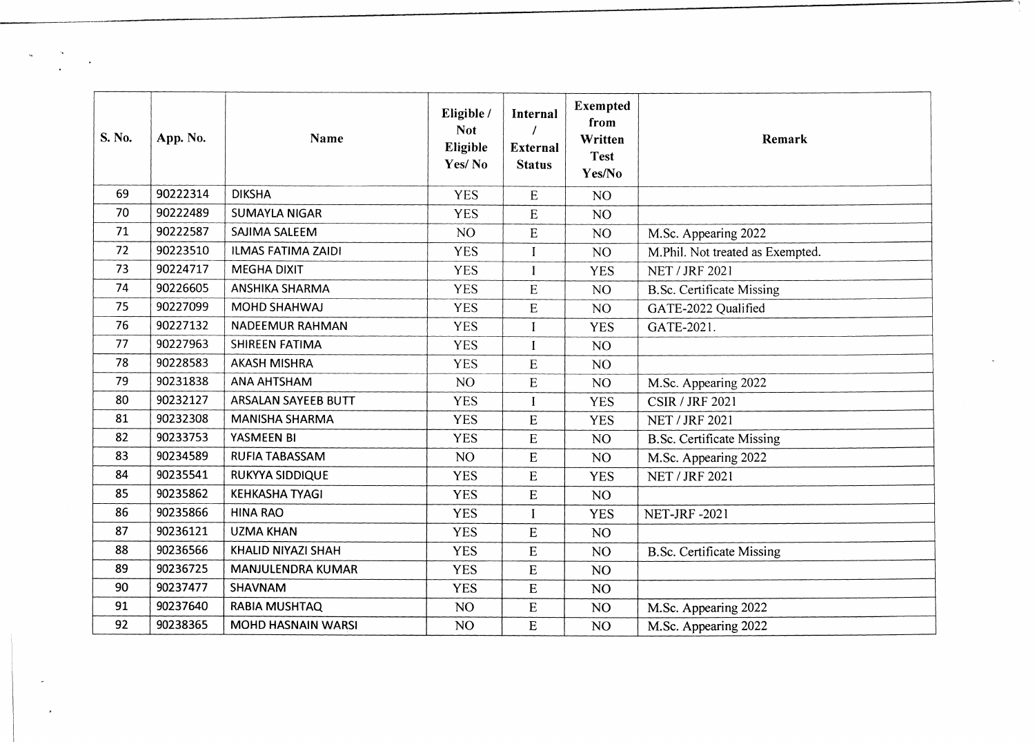| S. No. | App. No. | Name | Eligible / Not Eligible Yes/ No | Internal / External Status | Exempted from Written Test Yes/No | Remark |
|---|---|---|---|---|---|---|
| 69 | 90222314 | DIKSHA | YES | E | NO | |
| 70 | 90222489 | SUMAYLA NIGAR | YES | E | NO | |
| 71 | 90222587 | SAJIMA SALEEM | NO | E | NO | M.Sc. Appearing 2022 |
| 72 | 90223510 | ILMAS FATIMA ZAIDI | YES | I | NO | M.Phil. Not treated as Exempted. |
| 73 | 90224717 | MEGHA DIXIT | YES | I | YES | NET / JRF 2021 |
| 74 | 90226605 | ANSHIKA SHARMA | YES | E | NO | B.Sc. Certificate Missing |
| 75 | 90227099 | MOHD SHAHWAJ | YES | E | NO | GATE-2022 Qualified |
| 76 | 90227132 | NADEEMUR RAHMAN | YES | I | YES | GATE-2021. |
| 77 | 90227963 | SHIREEN FATIMA | YES | I | NO | |
| 78 | 90228583 | AKASH MISHRA | YES | E | NO | |
| 79 | 90231838 | ANA AHTSHAM | NO | E | NO | M.Sc. Appearing 2022 |
| 80 | 90232127 | ARSALAN SAYEEB BUTT | YES | I | YES | CSIR / JRF 2021 |
| 81 | 90232308 | MANISHA SHARMA | YES | E | YES | NET / JRF 2021 |
| 82 | 90233753 | YASMEEN BI | YES | E | NO | B.Sc. Certificate Missing |
| 83 | 90234589 | RUFIA TABASSAM | NO | E | NO | M.Sc. Appearing 2022 |
| 84 | 90235541 | RUKYYA SIDDIQUE | YES | E | YES | NET / JRF 2021 |
| 85 | 90235862 | KEHKASHA TYAGI | YES | E | NO | |
| 86 | 90235866 | HINA RAO | YES | I | YES | NET-JRF -2021 |
| 87 | 90236121 | UZMA KHAN | YES | E | NO | |
| 88 | 90236566 | KHALID NIYAZI SHAH | YES | E | NO | B.Sc. Certificate Missing |
| 89 | 90236725 | MANJULENDRA KUMAR | YES | E | NO | |
| 90 | 90237477 | SHAVNAM | YES | E | NO | |
| 91 | 90237640 | RABIA MUSHTAQ | NO | E | NO | M.Sc. Appearing 2022 |
| 92 | 90238365 | MOHD HASNAIN WARSI | NO | E | NO | M.Sc. Appearing 2022 |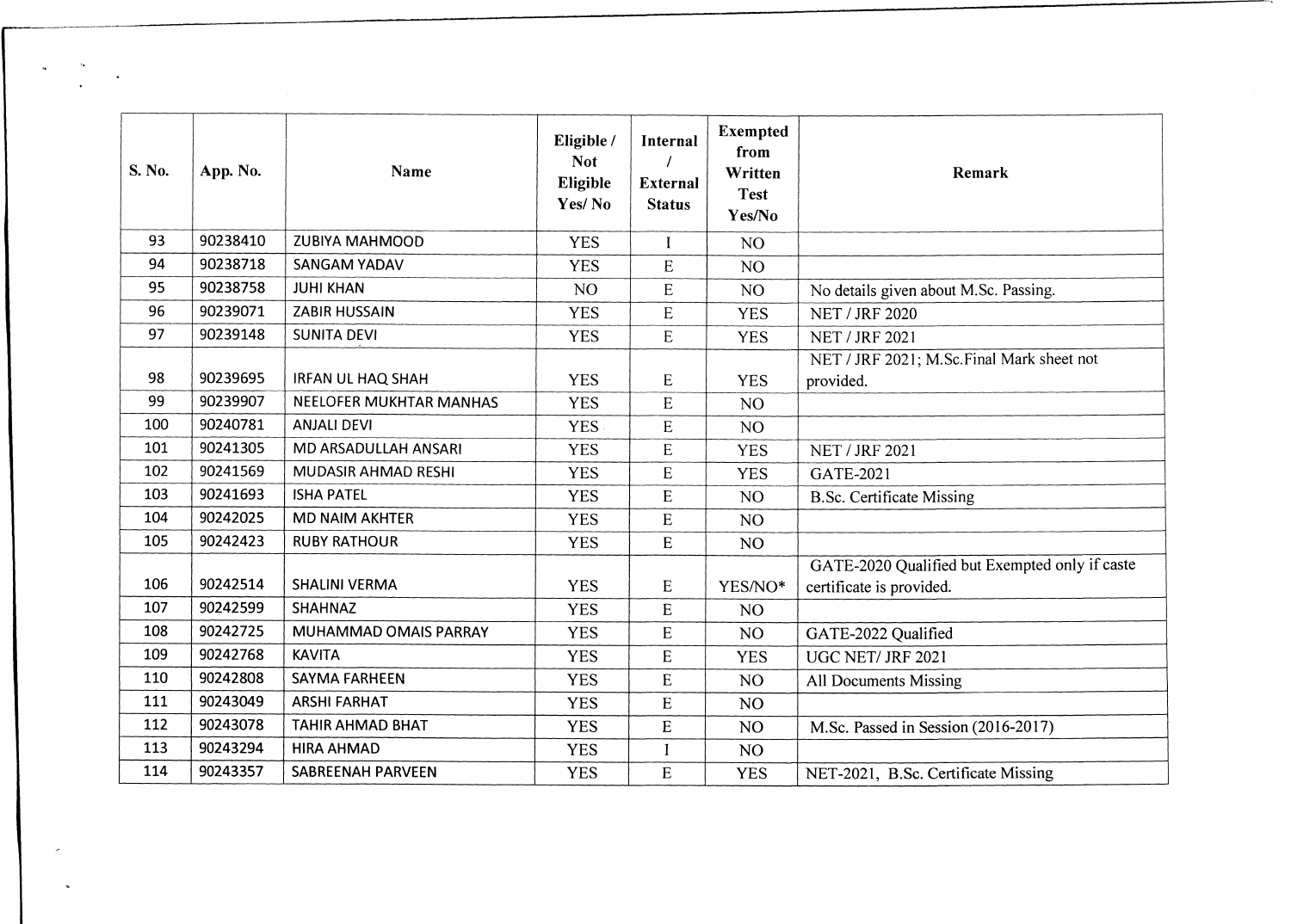| S. No. | App. No. | Name | Eligible / Not Eligible Yes/ No | Internal / External Status | Exempted from Written Test Yes/No | Remark |
|---|---|---|---|---|---|---|
| 93 | 90238410 | ZUBIYA MAHMOOD | YES | I | NO | |
| 94 | 90238718 | SANGAM YADAV | YES | E | NO | |
| 95 | 90238758 | JUHI KHAN | NO | E | NO | No details given about M.Sc. Passing. |
| 96 | 90239071 | ZABIR HUSSAIN | YES | E | YES | NET / JRF 2020 |
| 97 | 90239148 | SUNITA DEVI | YES | E | YES | NET / JRF 2021 |
| 98 | 90239695 | IRFAN UL HAQ SHAH | YES | E | YES | NET / JRF 2021; M.Sc.Final Mark sheet not provided. |
| 99 | 90239907 | NEELOFER MUKHTAR MANHAS | YES | E | NO | |
| 100 | 90240781 | ANJALI DEVI | YES | E | NO | |
| 101 | 90241305 | MD ARSADULLAH ANSARI | YES | E | YES | NET / JRF 2021 |
| 102 | 90241569 | MUDASIR AHMAD RESHI | YES | E | YES | GATE-2021 |
| 103 | 90241693 | ISHA PATEL | YES | E | NO | B.Sc. Certificate Missing |
| 104 | 90242025 | MD NAIM AKHTER | YES | E | NO | |
| 105 | 90242423 | RUBY RATHOUR | YES | E | NO | |
| 106 | 90242514 | SHALINI VERMA | YES | E | YES/NO* | GATE-2020 Qualified but Exempted only if caste certificate is provided. |
| 107 | 90242599 | SHAHNAZ | YES | E | NO | |
| 108 | 90242725 | MUHAMMAD OMAIS PARRAY | YES | E | NO | GATE-2022 Qualified |
| 109 | 90242768 | KAVITA | YES | E | YES | UGC NET/ JRF 2021 |
| 110 | 90242808 | SAYMA FARHEEN | YES | E | NO | All Documents Missing |
| 111 | 90243049 | ARSHI FARHAT | YES | E | NO | |
| 112 | 90243078 | TAHIR AHMAD BHAT | YES | E | NO | M.Sc. Passed in Session (2016-2017) |
| 113 | 90243294 | HIRA AHMAD | YES | I | NO | |
| 114 | 90243357 | SABREENAH PARVEEN | YES | E | YES | NET-2021, B.Sc. Certificate Missing |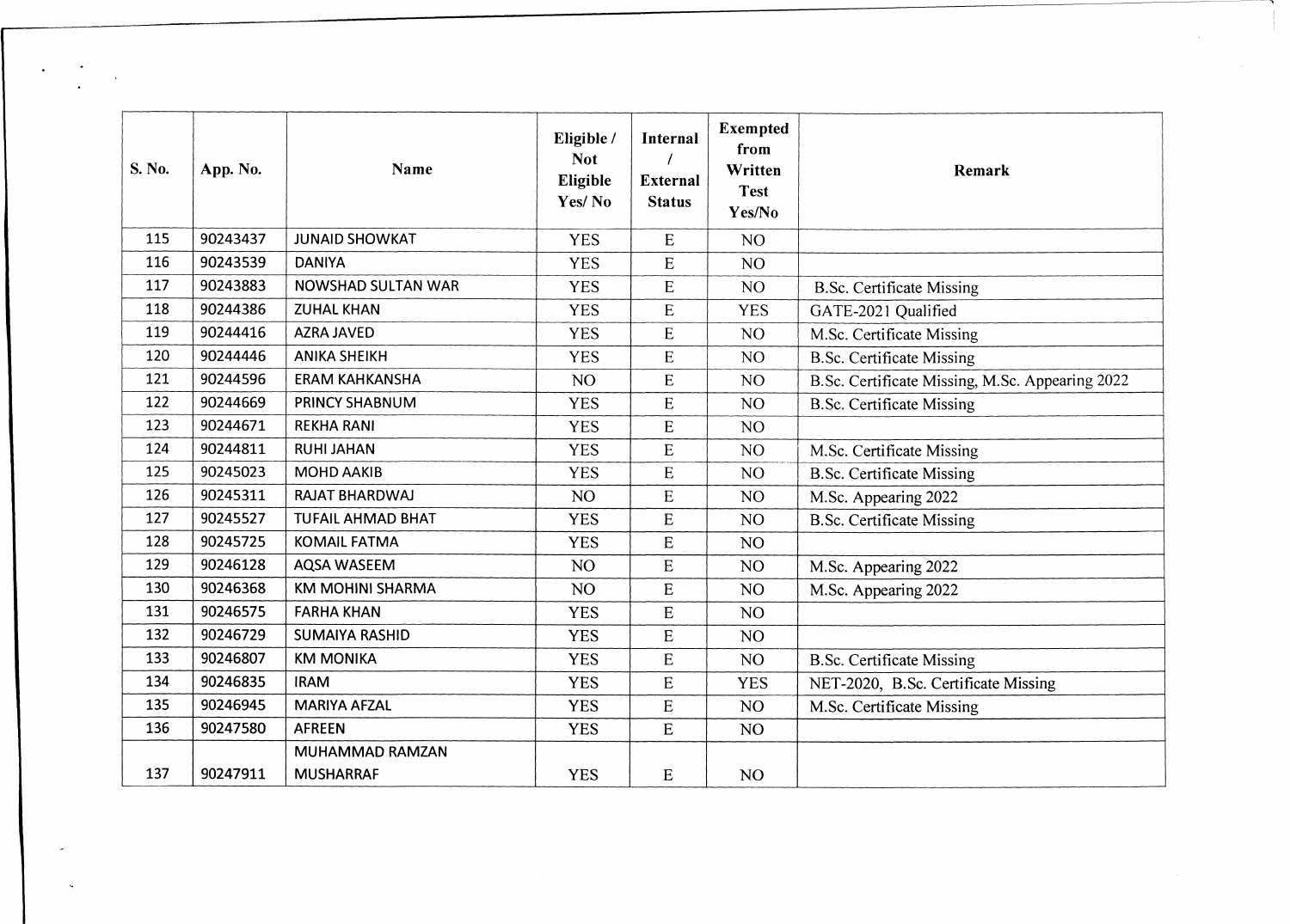| S. No. | App. No. | Name | Eligible / Not Eligible Yes/ No | Internal / External Status | Exempted from Written Test Yes/No | Remark |
|---|---|---|---|---|---|---|
| 115 | 90243437 | JUNAID SHOWKAT | YES | E | NO | |
| 116 | 90243539 | DANIYA | YES | E | NO | |
| 117 | 90243883 | NOWSHAD SULTAN WAR | YES | E | NO | B.Sc. Certificate Missing |
| 118 | 90244386 | ZUHAL KHAN | YES | E | YES | GATE-2021 Qualified |
| 119 | 90244416 | AZRA JAVED | YES | E | NO | M.Sc. Certificate Missing |
| 120 | 90244446 | ANIKA SHEIKH | YES | E | NO | B.Sc. Certificate Missing |
| 121 | 90244596 | ERAM KAHKANSHA | NO | E | NO | B.Sc. Certificate Missing, M.Sc. Appearing 2022 |
| 122 | 90244669 | PRINCY SHABNUM | YES | E | NO | B.Sc. Certificate Missing |
| 123 | 90244671 | REKHA RANI | YES | E | NO | |
| 124 | 90244811 | RUHI JAHAN | YES | E | NO | M.Sc. Certificate Missing |
| 125 | 90245023 | MOHD AAKIB | YES | E | NO | B.Sc. Certificate Missing |
| 126 | 90245311 | RAJAT BHARDWAJ | NO | E | NO | M.Sc. Appearing 2022 |
| 127 | 90245527 | TUFAIL AHMAD BHAT | YES | E | NO | B.Sc. Certificate Missing |
| 128 | 90245725 | KOMAIL FATMA | YES | E | NO | |
| 129 | 90246128 | AQSA WASEEM | NO | E | NO | M.Sc. Appearing 2022 |
| 130 | 90246368 | KM MOHINI SHARMA | NO | E | NO | M.Sc. Appearing 2022 |
| 131 | 90246575 | FARHA KHAN | YES | E | NO | |
| 132 | 90246729 | SUMAIYA RASHID | YES | E | NO | |
| 133 | 90246807 | KM MONIKA | YES | E | NO | B.Sc. Certificate Missing |
| 134 | 90246835 | IRAM | YES | E | YES | NET-2020, B.Sc. Certificate Missing |
| 135 | 90246945 | MARIYA AFZAL | YES | E | NO | M.Sc. Certificate Missing |
| 136 | 90247580 | AFREEN | YES | E | NO | |
| 137 | 90247911 | MUHAMMAD RAMZAN MUSHARRAF | YES | E | NO | |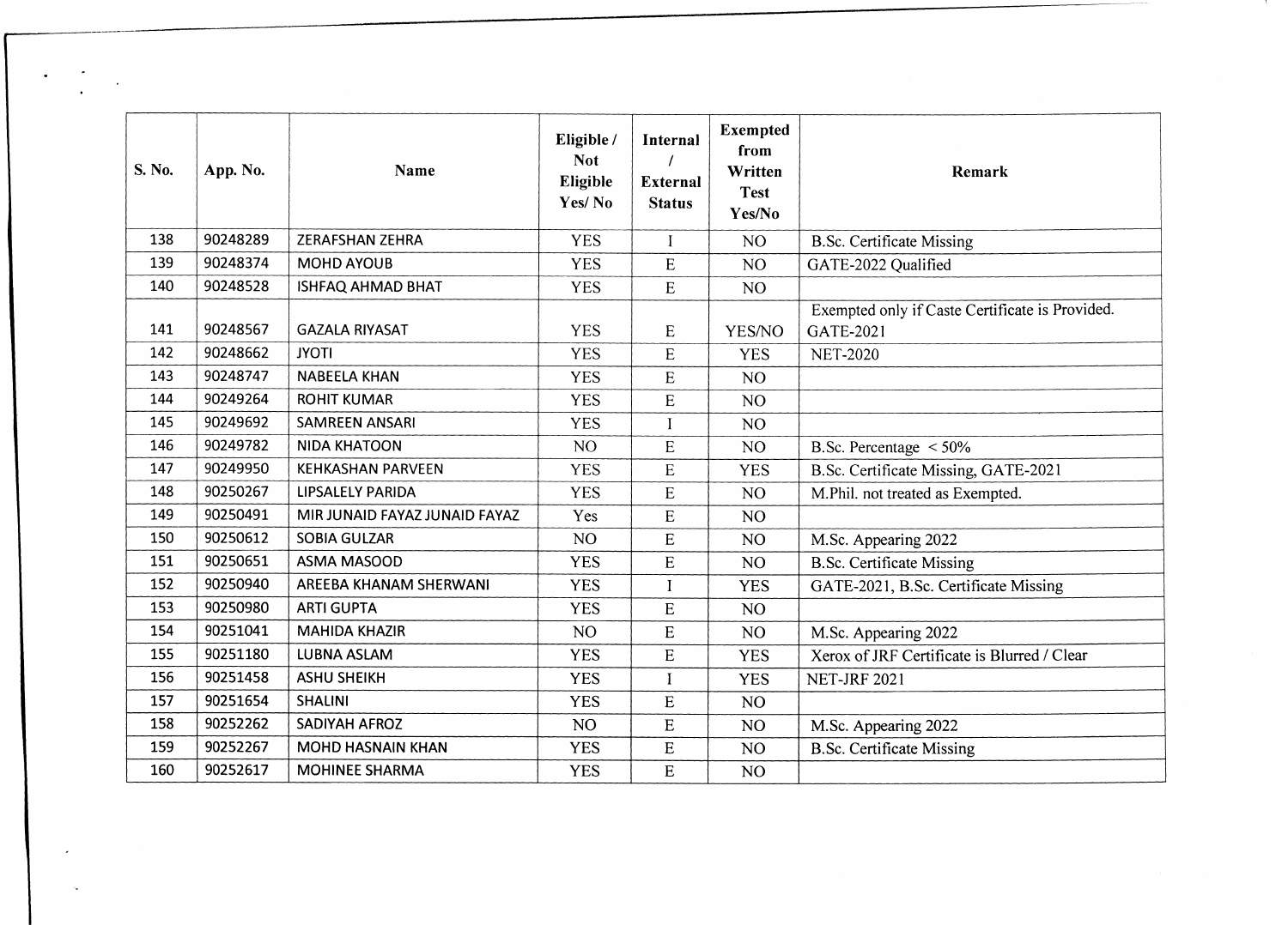| S. No. | App. No. | Name | Eligible / Not Eligible Yes/ No | Internal / External Status | Exempted from Written Test Yes/No | Remark |
|---|---|---|---|---|---|---|
| 138 | 90248289 | ZERAFSHAN ZEHRA | YES | I | NO | B.Sc. Certificate Missing |
| 139 | 90248374 | MOHD AYOUB | YES | E | NO | GATE-2022 Qualified |
| 140 | 90248528 | ISHFAQ AHMAD BHAT | YES | E | NO | |
| 141 | 90248567 | GAZALA RIYASAT | YES | E | YES/NO | Exempted only if Caste Certificate is Provided. GATE-2021 |
| 142 | 90248662 | JYOTI | YES | E | YES | NET-2020 |
| 143 | 90248747 | NABEELA KHAN | YES | E | NO | |
| 144 | 90249264 | ROHIT KUMAR | YES | E | NO | |
| 145 | 90249692 | SAMREEN ANSARI | YES | I | NO | |
| 146 | 90249782 | NIDA KHATOON | NO | E | NO | B.Sc. Percentage < 50% |
| 147 | 90249950 | KEHKASHAN PARVEEN | YES | E | YES | B.Sc. Certificate Missing, GATE-2021 |
| 148 | 90250267 | LIPSALELY PARIDA | YES | E | NO | M.Phil. not treated as Exempted. |
| 149 | 90250491 | MIR JUNAID FAYAZ JUNAID FAYAZ | Yes | E | NO | |
| 150 | 90250612 | SOBIA GULZAR | NO | E | NO | M.Sc. Appearing 2022 |
| 151 | 90250651 | ASMA MASOOD | YES | E | NO | B.Sc. Certificate Missing |
| 152 | 90250940 | AREEBA KHANAM SHERWANI | YES | I | YES | GATE-2021, B.Sc. Certificate Missing |
| 153 | 90250980 | ARTI GUPTA | YES | E | NO | |
| 154 | 90251041 | MAHIDA KHAZIR | NO | E | NO | M.Sc. Appearing 2022 |
| 155 | 90251180 | LUBNA ASLAM | YES | E | YES | Xerox of JRF Certificate is Blurred / Clear |
| 156 | 90251458 | ASHU SHEIKH | YES | I | YES | NET-JRF 2021 |
| 157 | 90251654 | SHALINI | YES | E | NO | |
| 158 | 90252262 | SADIYAH AFROZ | NO | E | NO | M.Sc. Appearing 2022 |
| 159 | 90252267 | MOHD HASNAIN KHAN | YES | E | NO | B.Sc. Certificate Missing |
| 160 | 90252617 | MOHINEE SHARMA | YES | E | NO | |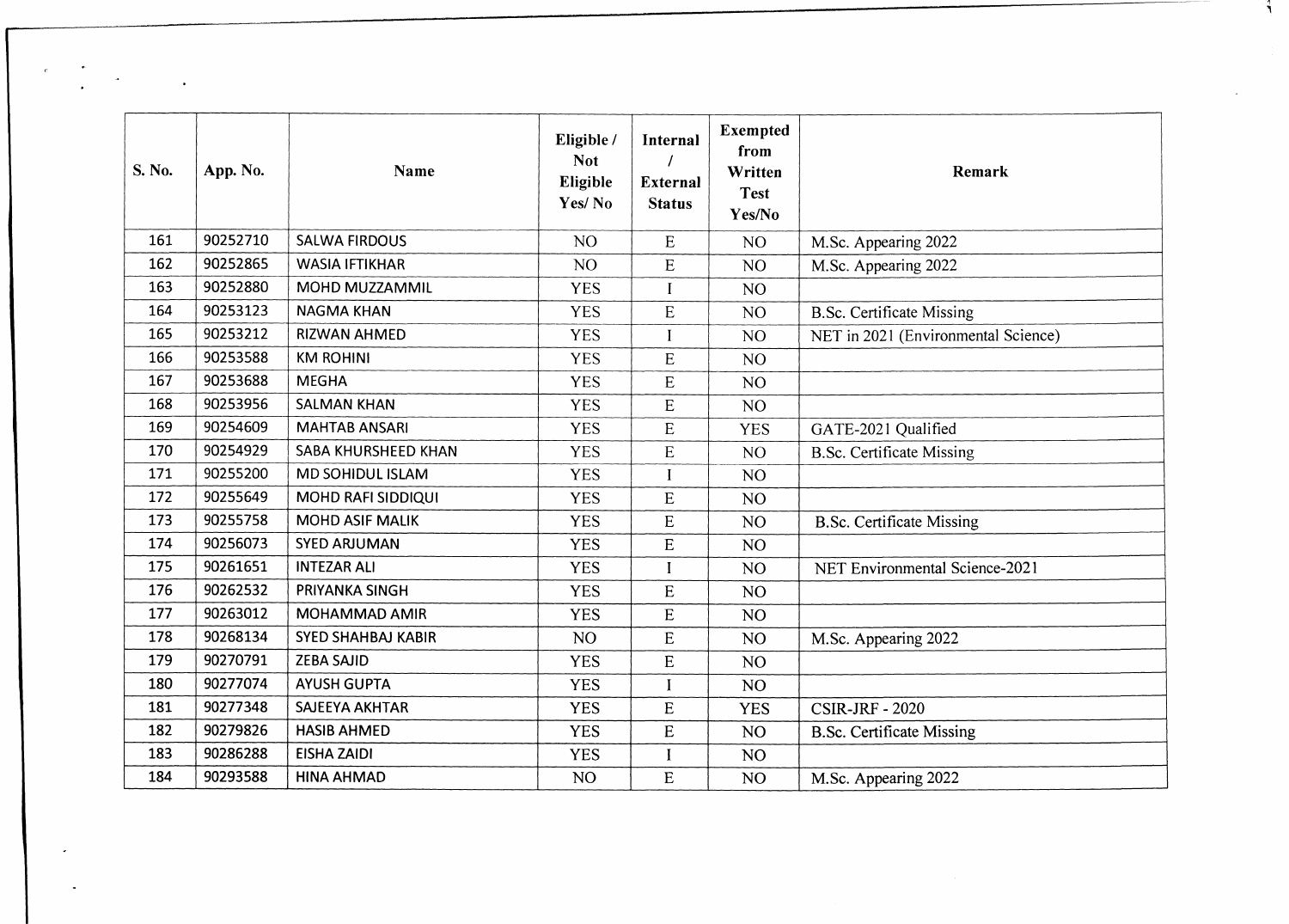| S. No. | App. No. | Name | Eligible / Not Eligible Yes/ No | Internal / External Status | Exempted from Written Test Yes/No | Remark |
|---|---|---|---|---|---|---|
| 161 | 90252710 | SALWA FIRDOUS | NO | E | NO | M.Sc. Appearing 2022 |
| 162 | 90252865 | WASIA IFTIKHAR | NO | E | NO | M.Sc. Appearing 2022 |
| 163 | 90252880 | MOHD MUZZAMMIL | YES | I | NO | |
| 164 | 90253123 | NAGMA KHAN | YES | E | NO | B.Sc. Certificate Missing |
| 165 | 90253212 | RIZWAN AHMED | YES | I | NO | NET in 2021 (Environmental Science) |
| 166 | 90253588 | KM ROHINI | YES | E | NO | |
| 167 | 90253688 | MEGHA | YES | E | NO | |
| 168 | 90253956 | SALMAN KHAN | YES | E | NO | |
| 169 | 90254609 | MAHTAB ANSARI | YES | E | YES | GATE-2021 Qualified |
| 170 | 90254929 | SABA KHURSHEED KHAN | YES | E | NO | B.Sc. Certificate Missing |
| 171 | 90255200 | MD SOHIDUL ISLAM | YES | I | NO | |
| 172 | 90255649 | MOHD RAFI SIDDIQUI | YES | E | NO | |
| 173 | 90255758 | MOHD ASIF MALIK | YES | E | NO | B.Sc. Certificate Missing |
| 174 | 90256073 | SYED ARJUMAN | YES | E | NO | |
| 175 | 90261651 | INTEZAR ALI | YES | I | NO | NET Environmental Science-2021 |
| 176 | 90262532 | PRIYANKA SINGH | YES | E | NO | |
| 177 | 90263012 | MOHAMMAD AMIR | YES | E | NO | |
| 178 | 90268134 | SYED SHAHBAJ KABIR | NO | E | NO | M.Sc. Appearing 2022 |
| 179 | 90270791 | ZEBA SAJID | YES | E | NO | |
| 180 | 90277074 | AYUSH GUPTA | YES | I | NO | |
| 181 | 90277348 | SAJEEYA AKHTAR | YES | E | YES | CSIR-JRF - 2020 |
| 182 | 90279826 | HASIB AHMED | YES | E | NO | B.Sc. Certificate Missing |
| 183 | 90286288 | EISHA ZAIDI | YES | I | NO | |
| 184 | 90293588 | HINA AHMAD | NO | E | NO | M.Sc. Appearing 2022 |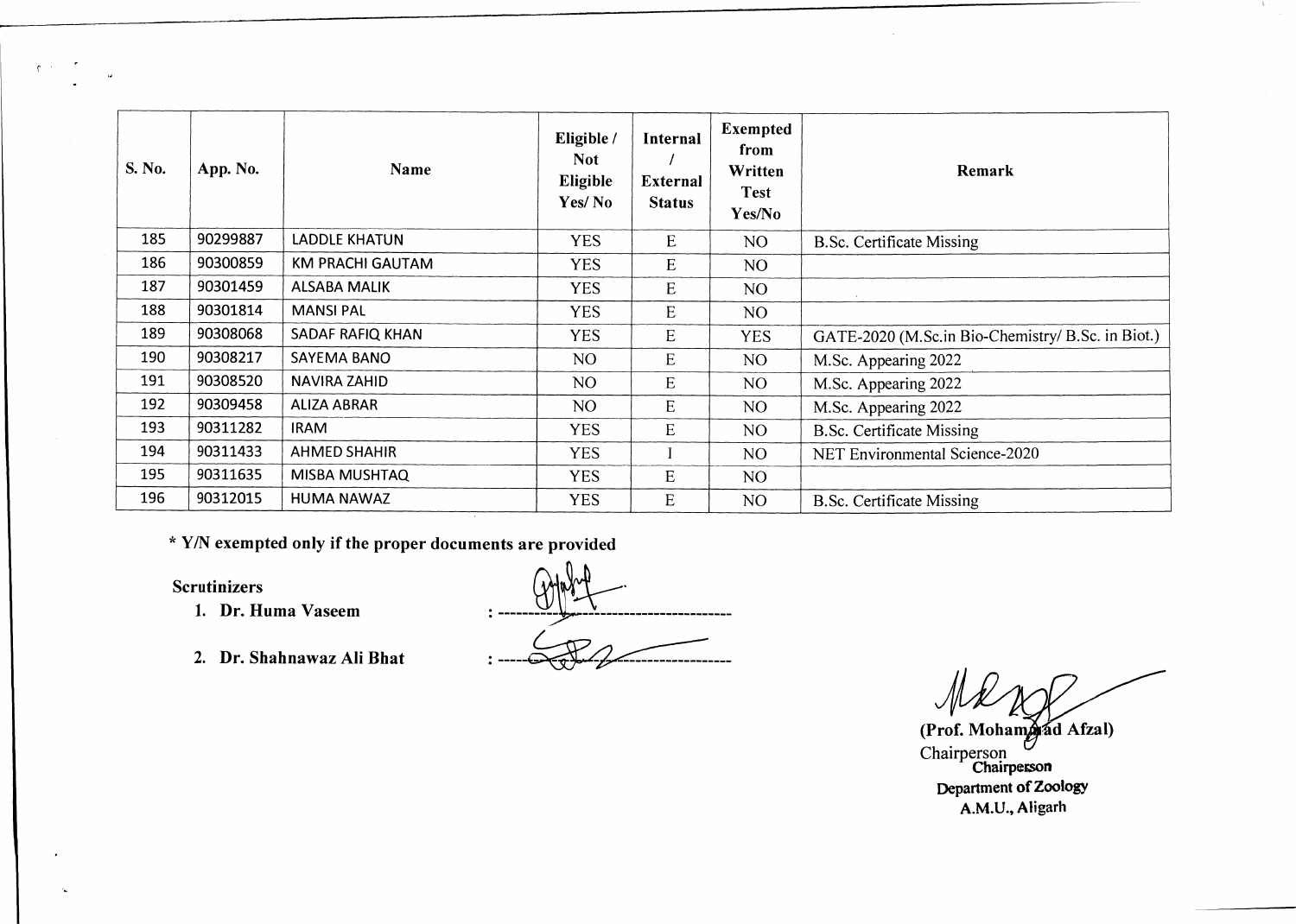| S. No. | App. No. | Name | Eligible / Not Eligible Yes/ No | Internal / External Status | Exempted from Written Test Yes/No | Remark |
|---|---|---|---|---|---|---|
| 185 | 90299887 | LADDLE KHATUN | YES | E | NO | B.Sc. Certificate Missing |
| 186 | 90300859 | KM PRACHI GAUTAM | YES | E | NO | |
| 187 | 90301459 | ALSABA MALIK | YES | E | NO | |
| 188 | 90301814 | MANSI PAL | YES | E | NO | |
| 189 | 90308068 | SADAF RAFIQ KHAN | YES | E | YES | GATE-2020 (M.Sc.in Bio-Chemistry/ B.Sc. in Biot.) |
| 190 | 90308217 | SAYEMA BANO | NO | E | NO | M.Sc. Appearing 2022 |
| 191 | 90308520 | NAVIRA ZAHID | NO | E | NO | M.Sc. Appearing 2022 |
| 192 | 90309458 | ALIZA ABRAR | NO | E | NO | M.Sc. Appearing 2022 |
| 193 | 90311282 | IRAM | YES | E | NO | B.Sc. Certificate Missing |
| 194 | 90311433 | AHMED SHAHIR | YES | I | NO | NET Environmental Science-2020 |
| 195 | 90311635 | MISBA MUSHTAQ | YES | E | NO | |
| 196 | 90312015 | HUMA NAWAZ | YES | E | NO | B.Sc. Certificate Missing |

**\* Y/N exempted only if the proper documents are provided**

**Scrutinizers**

1. **Dr. Huma Vaseem** : ----------------------------------------
2. **Dr. Shahnawaz Ali Bhat** : ----------------------------------------

**(Prof. Mohammad Afzal)**
Chairperson
**Chairperson**
**Department of Zoology**
**A.M.U., Aligarh**